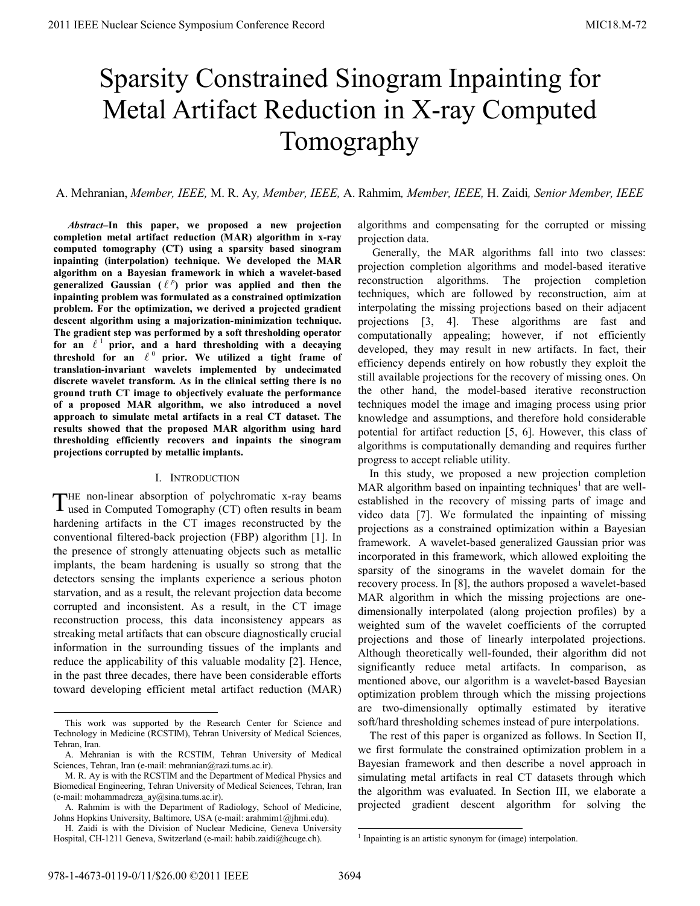# Sparsity Constrained Sinogram Inpainting for Metal Artifact Reduction in X-ray Computed Tomography

A. Mehranian, *Member, IEEE,* M. R. Ay, *Member, IEEE,* A. Rahmim, *Member, IEEE,* H. Zaidi, *Senior Member, IEEE*

***Abstract*–In this paper, we proposed a new projection completion metal artifact reduction (MAR) algorithm in x-ray computed tomography (CT) using a sparsity based sinogram inpainting (interpolation) technique. We developed the MAR algorithm on a Bayesian framework in which a wavelet-based generalized Gaussian ($\ell^p$) prior was applied and then the inpainting problem was formulated as a constrained optimization problem. For the optimization, we derived a projected gradient descent algorithm using a majorization-minimization technique. The gradient step was performed by a soft thresholding operator for an $\ell^1$ prior, and a hard thresholding with a decaying threshold for an $\ell^0$ prior. We utilized a tight frame of translation-invariant wavelets implemented by undecimated discrete wavelet transform. As in the clinical setting there is no ground truth CT image to objectively evaluate the performance of a proposed MAR algorithm, we also introduced a novel approach to simulate metal artifacts in a real CT dataset. The results showed that the proposed MAR algorithm using hard thresholding efficiently recovers and inpaints the sinogram projections corrupted by metallic implants.**

## I. Introduction

The non-linear absorption of polychromatic x-ray beams used in Computed Tomography (CT) often results in beam hardening artifacts in the CT images reconstructed by the conventional filtered-back projection (FBP) algorithm [1]. In the presence of strongly attenuating objects such as metallic implants, the beam hardening is usually so strong that the detectors sensing the implants experience a serious photon starvation, and as a result, the relevant projection data become corrupted and inconsistent. As a result, in the CT image reconstruction process, this data inconsistency appears as streaking metal artifacts that can obscure diagnostically crucial information in the surrounding tissues of the implants and reduce the applicability of this valuable modality [2]. Hence, in the past three decades, there have been considerable efforts toward developing efficient metal artifact reduction (MAR) algorithms and compensating for the corrupted or missing projection data.

Generally, the MAR algorithms fall into two classes: projection completion algorithms and model-based iterative reconstruction algorithms. The projection completion techniques, which are followed by reconstruction, aim at interpolating the missing projections based on their adjacent projections [3, 4]. These algorithms are fast and computationally appealing; however, if not efficiently developed, they may result in new artifacts. In fact, their efficiency depends entirely on how robustly they exploit the still available projections for the recovery of missing ones. On the other hand, the model-based iterative reconstruction techniques model the image and imaging process using prior knowledge and assumptions, and therefore hold considerable potential for artifact reduction [5, 6]. However, this class of algorithms is computationally demanding and requires further progress to accept reliable utility.

In this study, we proposed a new projection completion MAR algorithm based on inpainting techniques[1] that are well-established in the recovery of missing parts of image and video data [7]. We formulated the inpainting of missing projections as a constrained optimization within a Bayesian framework. A wavelet-based generalized Gaussian prior was incorporated in this framework, which allowed exploiting the sparsity of the sinograms in the wavelet domain for the recovery process. In [8], the authors proposed a wavelet-based MAR algorithm in which the missing projections are one-dimensionally interpolated (along projection profiles) by a weighted sum of the wavelet coefficients of the corrupted projections and those of linearly interpolated projections. Although theoretically well-founded, their algorithm did not significantly reduce metal artifacts. In comparison, as mentioned above, our algorithm is a wavelet-based Bayesian optimization problem through which the missing projections are two-dimensionally optimally estimated by iterative soft/hard thresholding schemes instead of pure interpolations.

The rest of this paper is organized as follows. In Section II, we first formulate the constrained optimization problem in a Bayesian framework and then describe a novel approach in simulating metal artifacts in real CT datasets through which the algorithm was evaluated. In Section III, we elaborate a projected gradient descent algorithm for solving the

---

This work was supported by the Research Center for Science and Technology in Medicine (RCSTIM), Tehran University of Medical Sciences, Tehran, Iran.

A. Mehranian is with the RCSTIM, Tehran University of Medical Sciences, Tehran, Iran (e-mail: mehranian@razi.tums.ac.ir).

M. R. Ay is with the RCSTIM and the Department of Medical Physics and Biomedical Engineering, Tehran University of Medical Sciences, Tehran, Iran (e-mail: mohammadreza_ay@sina.tums.ac.ir).

A. Rahmim is with the Department of Radiology, School of Medicine, Johns Hopkins University, Baltimore, USA (e-mail: arahmim1@jhmi.edu).

H. Zaidi is with the Division of Nuclear Medicine, Geneva University Hospital, CH-1211 Geneva, Switzerland (e-mail: habib.zaidi@hcuge.ch).

[1] Inpainting is an artistic synonym for (image) interpolation.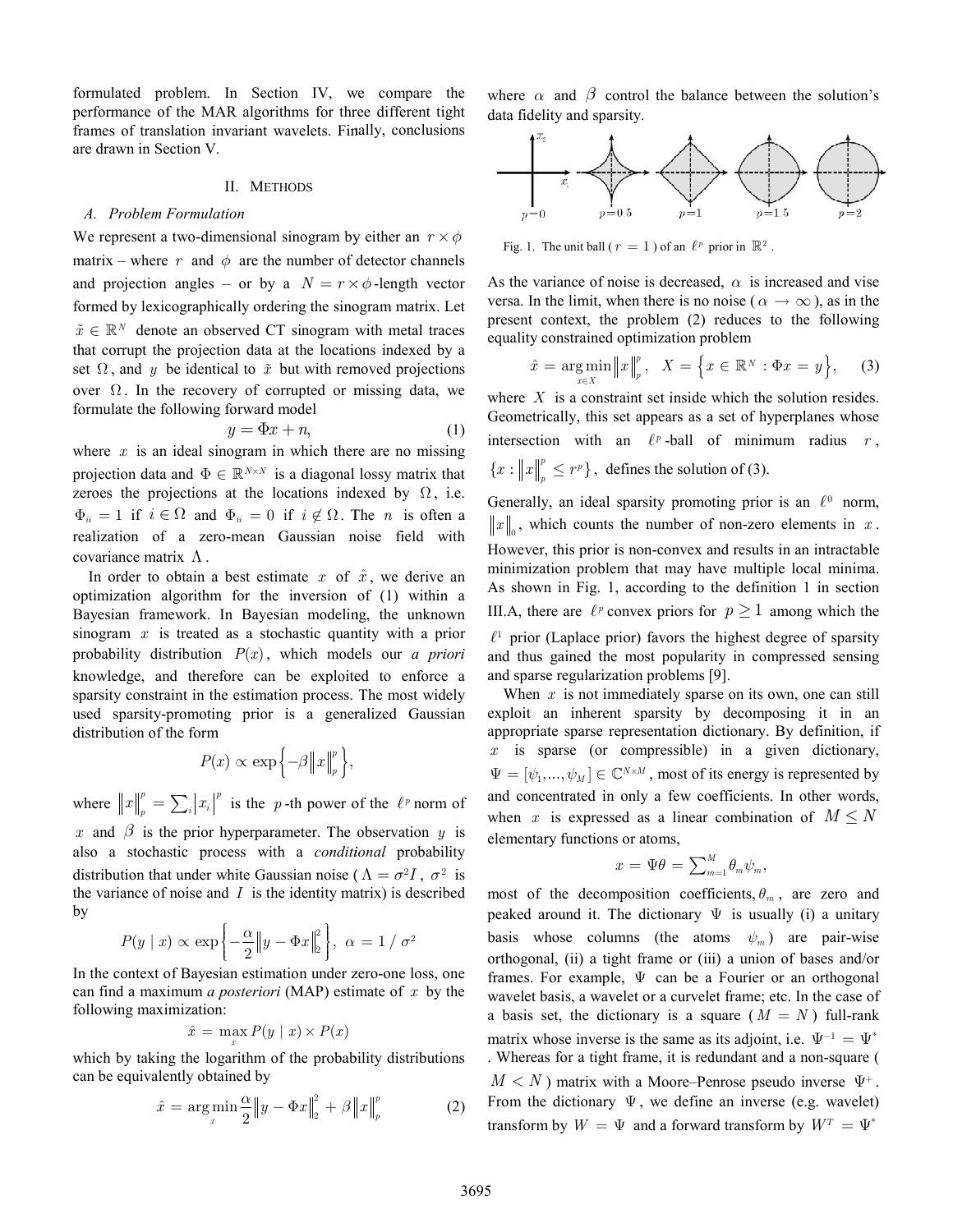formulated problem. In Section IV, we compare the performance of the MAR algorithms for three different tight frames of translation invariant wavelets. Finally, conclusions are drawn in Section V.

## II. Methods

### A. Problem Formulation

We represent a two-dimensional sinogram by either an $r \times \phi$ matrix – where $r$ and $\phi$ are the number of detector channels and projection angles – or by a $N = r \times \phi$-length vector formed by lexicographically ordering the sinogram matrix. Let $\tilde{x} \in \mathbb{R}^N$ denote an observed CT sinogram with metal traces that corrupt the projection data at the locations indexed by a set $\Omega$, and $y$ be identical to $\tilde{x}$ but with removed projections over $\Omega$. In the recovery of corrupted or missing data, we formulate the following forward model

$$y = \Phi x + n, \tag{1}$$

where $x$ is an ideal sinogram in which there are no missing projection data and $\Phi \in \mathbb{R}^{N \times N}$ is a diagonal lossy matrix that zeroes the projections at the locations indexed by $\Omega$, i.e. $\Phi_{ii} = 1$ if $i \in \Omega$ and $\Phi_{ii} = 0$ if $i \notin \Omega$. The $n$ is often a realization of a zero-mean Gaussian noise field with covariance matrix $\Lambda$.

In order to obtain a best estimate $x$ of $\hat{x}$, we derive an optimization algorithm for the inversion of (1) within a Bayesian framework. In Bayesian modeling, the unknown sinogram $x$ is treated as a stochastic quantity with a prior probability distribution $P(x)$, which models our *a priori* knowledge, and therefore can be exploited to enforce a sparsity constraint in the estimation process. The most widely used sparsity-promoting prior is a generalized Gaussian distribution of the form

$$P(x) \propto \exp\left\{-\beta \left\|x\right\|_p^p\right\},$$

where $\left\|x\right\|_p^p = \sum_i \left|x_i\right|^p$ is the $p$-th power of the $\ell^p$ norm of $x$ and $\beta$ is the prior hyperparameter. The observation $y$ is also a stochastic process with a *conditional* probability distribution that under white Gaussian noise ($\Lambda = \sigma^2 I$, $\sigma^2$ is the variance of noise and $I$ is the identity matrix) is described by

$$P(y \mid x) \propto \exp\left\{-\frac{\alpha}{2}\left\|y - \Phi x\right\|_2^2\right\},\ \alpha = 1 / \sigma^2$$

In the context of Bayesian estimation under zero-one loss, one can find a maximum *a posteriori* (MAP) estimate of $x$ by the following maximization:

$$\hat{x} = \max_x P(y \mid x) \times P(x)$$

which by taking the logarithm of the probability distributions can be equivalently obtained by

$$\hat{x} = \arg\min_x \frac{\alpha}{2}\left\|y - \Phi x\right\|_2^2 + \beta\left\|x\right\|_p^p \tag{2}$$

where $\alpha$ and $\beta$ control the balance between the solution's data fidelity and sparsity.

Fig. 1. The unit ball ($r = 1$) of an $\ell^p$ prior in $\mathbb{R}^2$.

As the variance of noise is decreased, $\alpha$ is increased and vise versa. In the limit, when there is no noise ($\alpha \to \infty$), as in the present context, the problem (2) reduces to the following equality constrained optimization problem

$$\hat{x} = \arg\min_{x \in X}\left\|x\right\|_p^p,\quad X = \left\{x \in \mathbb{R}^N : \Phi x = y\right\}, \tag{3}$$

where $X$ is a constraint set inside which the solution resides. Geometrically, this set appears as a set of hyperplanes whose intersection with an $\ell^p$-ball of minimum radius $r$, $\{x : \left\|x\right\|_p^p \leq r^p\}$, defines the solution of (3).

Generally, an ideal sparsity promoting prior is an $\ell^0$ norm, $\left\|x\right\|_0$, which counts the number of non-zero elements in $x$. However, this prior is non-convex and results in an intractable minimization problem that may have multiple local minima. As shown in Fig. 1, according to the definition 1 in section III.A, there are $\ell^p$ convex priors for $p \geq 1$ among which the $\ell^1$ prior (Laplace prior) favors the highest degree of sparsity and thus gained the most popularity in compressed sensing and sparse regularization problems [9].

When $x$ is not immediately sparse on its own, one can still exploit an inherent sparsity by decomposing it in an appropriate sparse representation dictionary. By definition, if $x$ is sparse (or compressible) in a given dictionary, $\Psi = [\psi_1, ..., \psi_M] \in \mathbb{C}^{N \times M}$, most of its energy is represented by and concentrated in only a few coefficients. In other words, when $x$ is expressed as a linear combination of $M \leq N$ elementary functions or atoms,

$$x = \Psi\theta = \sum_{m=1}^{M} \theta_m \psi_m,$$

most of the decomposition coefficients, $\theta_m$, are zero and peaked around it. The dictionary $\Psi$ is usually (i) a unitary basis whose columns (the atoms $\psi_m$) are pair-wise orthogonal, (ii) a tight frame or (iii) a union of bases and/or frames. For example, $\Psi$ can be a Fourier or an orthogonal wavelet basis, a wavelet or a curvelet frame; etc. In the case of a basis set, the dictionary is a square ($M = N$) full-rank matrix whose inverse is the same as its adjoint, i.e. $\Psi^{-1} = \Psi^*$. Whereas for a tight frame, it is redundant and a non-square ($M < N$) matrix with a Moore–Penrose pseudo inverse $\Psi^+$. From the dictionary $\Psi$, we define an inverse (e.g. wavelet) transform by $W = \Psi$ and a forward transform by $W^T = \Psi^*$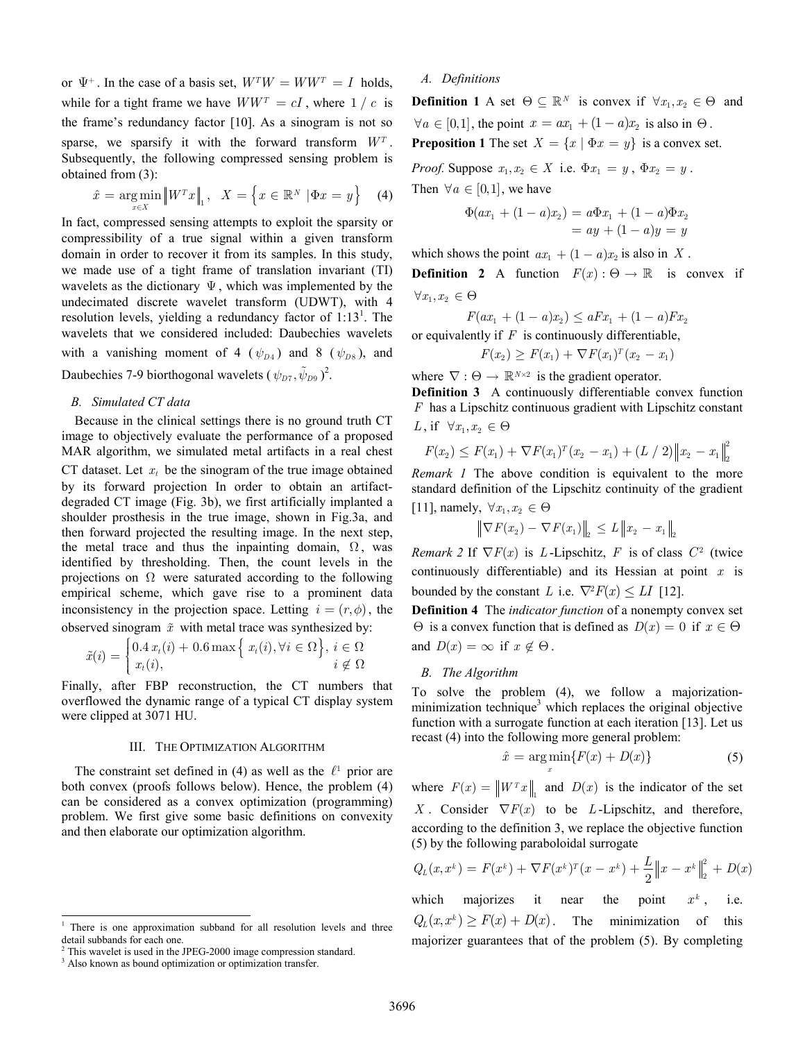or $\Psi^+$. In the case of a basis set, $W^TW = WW^T = I$ holds, while for a tight frame we have $WW^T = cI$, where $1/c$ is the frame's redundancy factor [10]. As a sinogram is not so sparse, we sparsify it with the forward transform $W^T$. Subsequently, the following compressed sensing problem is obtained from (3):

$$\hat{x} = \arg\min_{x \in X} \left\| W^T x \right\|_1, \quad X = \left\{ x \in \mathbb{R}^N \mid \Phi x = y \right\} \quad (4)$$

In fact, compressed sensing attempts to exploit the sparsity or compressibility of a true signal within a given transform domain in order to recover it from its samples. In this study, we made use of a tight frame of translation invariant (TI) wavelets as the dictionary $\Psi$, which was implemented by the undecimated discrete wavelet transform (UDWT), with 4 resolution levels, yielding a redundancy factor of 1:13[1]. The wavelets that we considered included: Daubechies wavelets with a vanishing moment of 4 ($\psi_{D4}$) and 8 ($\psi_{D8}$), and Daubechies 7-9 biorthogonal wavelets ($\psi_{D7}, \tilde{\psi}_{D9}$)[2].

### B. Simulated CT data

Because in the clinical settings there is no ground truth CT image to objectively evaluate the performance of a proposed MAR algorithm, we simulated metal artifacts in a real chest CT dataset. Let $x_t$ be the sinogram of the true image obtained by its forward projection In order to obtain an artifact-degraded CT image (Fig. 3b), we first artificially implanted a shoulder prosthesis in the true image, shown in Fig.3a, and then forward projected the resulting image. In the next step, the metal trace and thus the inpainting domain, $\Omega$, was identified by thresholding. Then, the count levels in the projections on $\Omega$ were saturated according to the following empirical scheme, which gave rise to a prominent data inconsistency in the projection space. Letting $i = (r, \phi)$, the observed sinogram $\tilde{x}$ with metal trace was synthesized by:

$$\tilde{x}(i) = \begin{cases} 0.4\, x_t(i) + 0.6 \max\left\{ x_t(i), \forall i \in \Omega \right\}, & i \in \Omega \\ x_t(i), & i \notin \Omega \end{cases}$$

Finally, after FBP reconstruction, the CT numbers that overflowed the dynamic range of a typical CT display system were clipped at 3071 HU.

## III. The Optimization Algorithm

The constraint set defined in (4) as well as the $\ell^1$ prior are both convex (proofs follows below). Hence, the problem (4) can be considered as a convex optimization (programming) problem. We first give some basic definitions on convexity and then elaborate our optimization algorithm.

### A. Definitions

**Definition 1** A set $\Theta \subseteq \mathbb{R}^N$ is convex if $\forall x_1, x_2 \in \Theta$ and $\forall a \in [0,1]$, the point $x = ax_1 + (1-a)x_2$ is also in $\Theta$.

**Preposition 1** The set $X = \{x \mid \Phi x = y\}$ is a convex set.

*Proof.* Suppose $x_1, x_2 \in X$ i.e. $\Phi x_1 = y$, $\Phi x_2 = y$. Then $\forall a \in [0,1]$, we have

$$\begin{aligned} \Phi(ax_1 + (1-a)x_2) &= a\Phi x_1 + (1-a)\Phi x_2 \\ &= ay + (1-a)y = y \end{aligned}$$

which shows the point $ax_1 + (1-a)x_2$ is also in $X$.

**Definition 2** A function $F(x): \Theta \to \mathbb{R}$ is convex if $\forall x_1, x_2 \in \Theta$

$$F(ax_1 + (1-a)x_2) \leq aFx_1 + (1-a)Fx_2$$

or equivalently if $F$ is continuously differentiable,

$$F(x_2) \geq F(x_1) + \nabla F(x_1)^T (x_2 - x_1)$$

where $\nabla : \Theta \to \mathbb{R}^{N \times 2}$ is the gradient operator.

**Definition 3** A continuously differentiable convex function $F$ has a Lipschitz continuous gradient with Lipschitz constant $L$, if $\forall x_1, x_2 \in \Theta$

$$F(x_2) \leq F(x_1) + \nabla F(x_1)^T (x_2 - x_1) + (L/2) \left\| x_2 - x_1 \right\|_2^2$$

*Remark 1* The above condition is equivalent to the more standard definition of the Lipschitz continuity of the gradient [11], namely, $\forall x_1, x_2 \in \Theta$

$$\left\| \nabla F(x_2) - \nabla F(x_1) \right\|_2 \leq L \left\| x_2 - x_1 \right\|_2$$

*Remark 2* If $\nabla F(x)$ is $L$-Lipschitz, $F$ is of class $C^2$ (twice continuously differentiable) and its Hessian at point $x$ is bounded by the constant $L$ i.e. $\nabla^2 F(x) \leq LI$ [12].

**Definition 4** The *indicator function* of a nonempty convex set $\Theta$ is a convex function that is defined as $D(x) = 0$ if $x \in \Theta$ and $D(x) = \infty$ if $x \notin \Theta$.

### B. The Algorithm

To solve the problem (4), we follow a majorization-minimization technique[3] which replaces the original objective function with a surrogate function at each iteration [13]. Let us recast (4) into the following more general problem:

$$\hat{x} = \arg\min_x \{F(x) + D(x)\} \quad (5)$$

where $F(x) = \left\| W^T x \right\|_1$ and $D(x)$ is the indicator of the set $X$. Consider $\nabla F(x)$ to be $L$-Lipschitz, and therefore, according to the definition 3, we replace the objective function (5) by the following paraboloidal surrogate

$$Q_L(x, x^k) = F(x^k) + \nabla F(x^k)^T (x - x^k) + \frac{L}{2} \left\| x - x^k \right\|_2^2 + D(x)$$

which majorizes it near the point $x^k$, i.e. $Q_L(x, x^k) \geq F(x) + D(x)$. The minimization of this majorizer guarantees that of the problem (5). By completing

[1] There is one approximation subband for all resolution levels and three detail subbands for each one.

[2] This wavelet is used in the JPEG-2000 image compression standard.

[3] Also known as bound optimization or optimization transfer.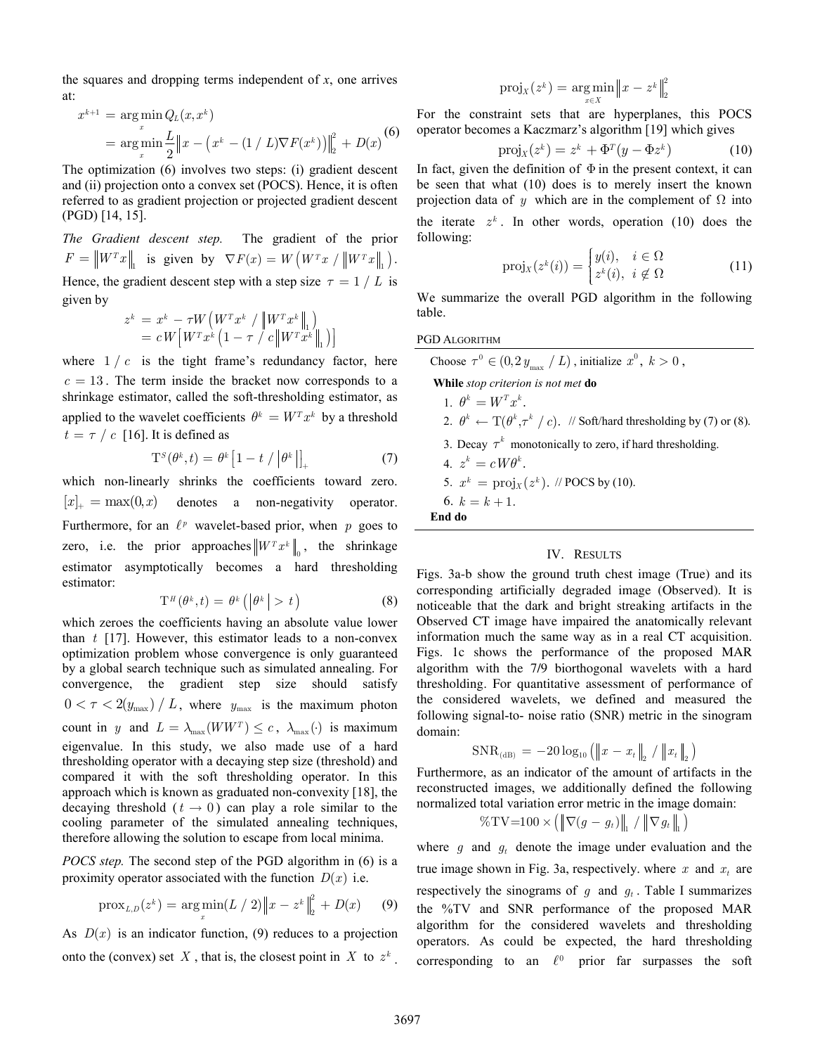the squares and dropping terms independent of *x*, one arrives at:

$$x^{k+1} = \arg\min_x Q_L(x, x^k) \\ = \arg\min_x \frac{L}{2}\left\| x - \left(x^k - (1/L)\nabla F(x^k)\right)\right\|_2^2 + D(x) \tag{6}$$

The optimization (6) involves two steps: (i) gradient descent and (ii) projection onto a convex set (POCS). Hence, it is often referred to as gradient projection or projected gradient descent (PGD) [14, 15].

*The Gradient descent step.* The gradient of the prior $F = \left\| W^T x \right\|_1$ is given by $\nabla F(x) = W\left(W^T x / \left\| W^T x \right\|_1\right)$. Hence, the gradient descent step with a step size $\tau = 1/L$ is given by

$$z^k = x^k - \tau W\left(W^T x^k / \left\| W^T x^k \right\|_1\right) \\ = cW\left[W^T x^k \left(1 - \tau / c\left\| W^T x^k \right\|_1\right)\right]$$

where $1/c$ is the tight frame's redundancy factor, here $c = 13$. The term inside the bracket now corresponds to a shrinkage estimator, called the soft-thresholding estimator, as applied to the wavelet coefficients $\theta^k = W^T x^k$ by a threshold $t = \tau / c$ [16]. It is defined as

$$\mathrm{T}^S(\theta^k, t) = \theta^k \left[1 - t / \left|\theta^k\right|\right]_+ \tag{7}$$

which non-linearly shrinks the coefficients toward zero. $[x]_+ = \max(0, x)$ denotes a non-negativity operator. Furthermore, for an $\ell^p$ wavelet-based prior, when $p$ goes to zero, i.e. the prior approaches $\left\| W^T x^k \right\|_0$, the shrinkage estimator asymptotically becomes a hard thresholding estimator:

$$\mathrm{T}^H(\theta^k, t) = \theta^k \left(\left|\theta^k\right| > t\right) \tag{8}$$

which zeroes the coefficients having an absolute value lower than $t$ [17]. However, this estimator leads to a non-convex optimization problem whose convergence is only guaranteed by a global search technique such as simulated annealing. For convergence, the gradient step size should satisfy $0 < \tau < 2(y_{\max}) / L$, where $y_{\max}$ is the maximum photon count in $y$ and $L = \lambda_{\max}(WW^T) \leq c$, $\lambda_{\max}(\cdot)$ is maximum eigenvalue. In this study, we also made use of a hard thresholding operator with a decaying step size (threshold) and compared it with the soft thresholding operator. In this approach which is known as graduated non-convexity [18], the decaying threshold ($t \to 0$) can play a role similar to the cooling parameter of the simulated annealing techniques, therefore allowing the solution to escape from local minima.

*POCS step.* The second step of the PGD algorithm in (6) is a proximity operator associated with the function $D(x)$ i.e.

$$\mathrm{prox}_{L,D}(z^k) = \arg\min_x (L/2)\left\| x - z^k \right\|_2^2 + D(x) \tag{9}$$

As $D(x)$ is an indicator function, (9) reduces to a projection onto the (convex) set $X$, that is, the closest point in $X$ to $z^k$.

$$\mathrm{proj}_X(z^k) = \arg\min_{x \in X} \left\| x - z^k \right\|_2^2$$

For the constraint sets that are hyperplanes, this POCS operator becomes a Kaczmarz's algorithm [19] which gives

$$\mathrm{proj}_X(z^k) = z^k + \Phi^T(y - \Phi z^k) \tag{10}$$

In fact, given the definition of $\Phi$ in the present context, it can be seen that what (10) does is to merely insert the known projection data of $y$ which are in the complement of $\Omega$ into the iterate $z^k$. In other words, operation (10) does the following:

$$\mathrm{proj}_X(z^k(i)) = \begin{cases} y(i), & i \in \Omega \\ z^k(i), & i \notin \Omega \end{cases} \tag{11}$$

We summarize the overall PGD algorithm in the following table.

PGD ALGORITHM

Choose $\tau^0 \in (0, 2y_{\max}/L)$, initialize $x^0$, $k > 0$,

**While** *stop criterion is not met* **do**

1. $\theta^k = W^T x^k$.
2. $\theta^k \leftarrow \mathrm{T}(\theta^k, \tau^k / c)$. // Soft/hard thresholding by (7) or (8).
3. Decay $\tau^k$ monotonically to zero, if hard thresholding.
4. $z^k = cW\theta^k$.
5. $x^k = \mathrm{proj}_X(z^k)$. // POCS by (10).
6. $k = k + 1$.

**End do**

## IV. RESULTS

Figs. 3a-b show the ground truth chest image (True) and its corresponding artificially degraded image (Observed). It is noticeable that the dark and bright streaking artifacts in the Observed CT image have impaired the anatomically relevant information much the same way as in a real CT acquisition. Figs. 1c shows the performance of the proposed MAR algorithm with the 7/9 biorthogonal wavelets with a hard thresholding. For quantitative assessment of performance of the considered wavelets, we defined and measured the following signal-to- noise ratio (SNR) metric in the sinogram domain:

$$\mathrm{SNR}_{(\mathrm{dB})} = -20\log_{10}\left(\left\| x - x_t \right\|_2 / \left\| x_t \right\|_2\right)$$

Furthermore, as an indicator of the amount of artifacts in the reconstructed images, we additionally defined the following normalized total variation error metric in the image domain:

$$\%\mathrm{TV} = 100 \times \left(\left\| \nabla(g - g_t) \right\|_1 / \left\| \nabla g_t \right\|_1\right)$$

where $g$ and $g_t$ denote the image under evaluation and the true image shown in Fig. 3a, respectively. where $x$ and $x_t$ are respectively the sinograms of $g$ and $g_t$. Table I summarizes the %TV and SNR performance of the proposed MAR algorithm for the considered wavelets and thresholding operators. As could be expected, the hard thresholding corresponding to an $\ell^0$ prior far surpasses the soft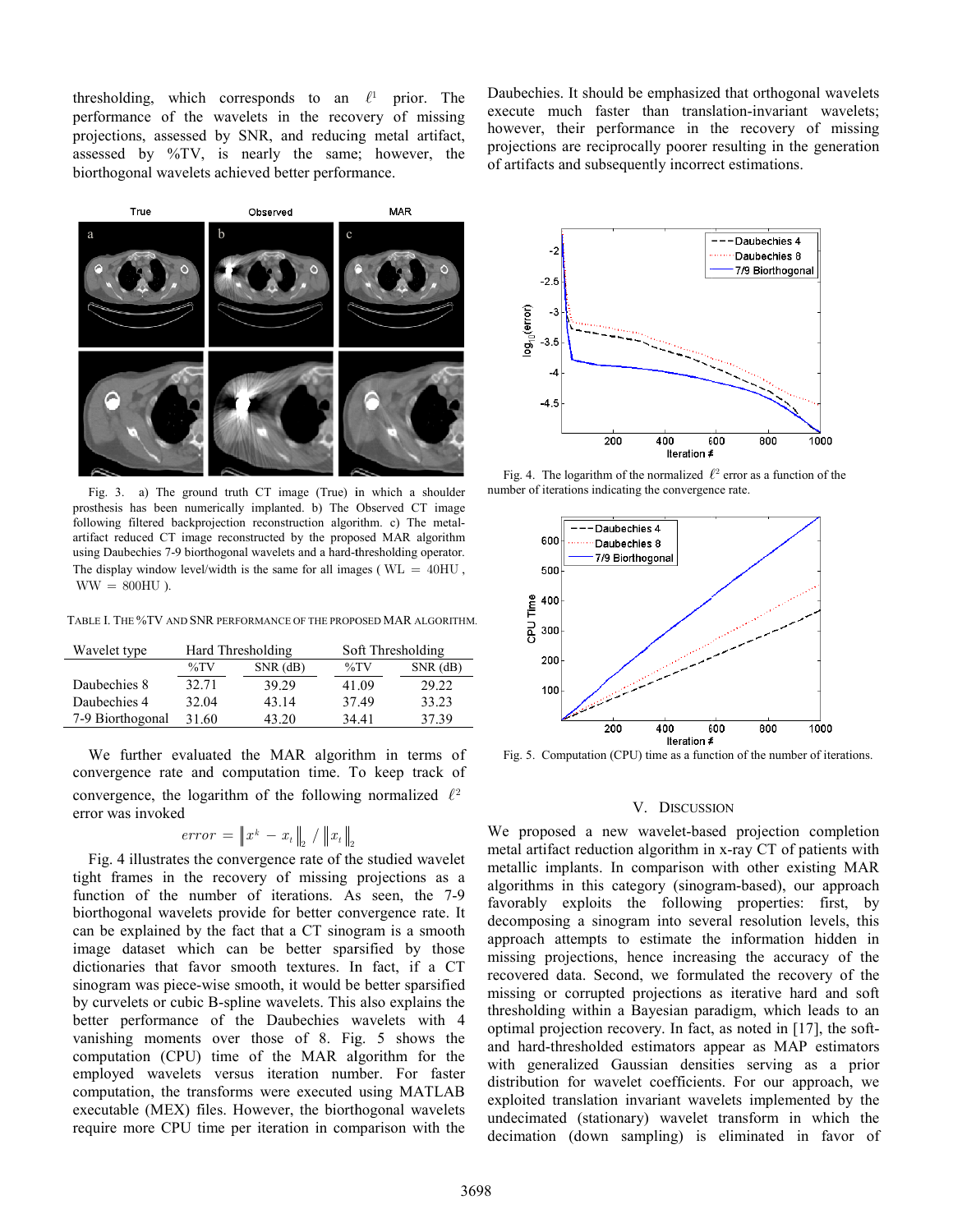thresholding, which corresponds to an $\ell^1$ prior. The performance of the wavelets in the recovery of missing projections, assessed by SNR, and reducing metal artifact, assessed by %TV, is nearly the same; however, the biorthogonal wavelets achieved better performance.

Fig. 3. a) The ground truth CT image (True) in which a shoulder prosthesis has been numerically implanted. b) The Observed CT image following filtered backprojection reconstruction algorithm. c) The metal-artifact reduced CT image reconstructed by the proposed MAR algorithm using Daubechies 7-9 biorthogonal wavelets and a hard-thresholding operator. The display window level/width is the same for all images ( WL = 40HU , WW = 800HU ).

TABLE I. THE %TV AND SNR PERFORMANCE OF THE PROPOSED MAR ALGORITHM.

| Wavelet type | Hard Thresholding | | Soft Thresholding | |
|---|---|---|---|---|
| | %TV | SNR (dB) | %TV | SNR (dB) |
| Daubechies 8 | 32.71 | 39.29 | 41.09 | 29.22 |
| Daubechies 4 | 32.04 | 43.14 | 37.49 | 33.23 |
| 7-9 Biorthogonal | 31.60 | 43.20 | 34.41 | 37.39 |

We further evaluated the MAR algorithm in terms of convergence rate and computation time. To keep track of convergence, the logarithm of the following normalized $\ell^2$ error was invoked

$$error = \left\| x^k - x_t \right\|_2 / \left\| x_t \right\|_2$$

Fig. 4 illustrates the convergence rate of the studied wavelet tight frames in the recovery of missing projections as a function of the number of iterations. As seen, the 7-9 biorthogonal wavelets provide for better convergence rate. It can be explained by the fact that a CT sinogram is a smooth image dataset which can be better sparsified by those dictionaries that favor smooth textures. In fact, if a CT sinogram was piece-wise smooth, it would be better sparsified by curvelets or cubic B-spline wavelets. This also explains the better performance of the Daubechies wavelets with 4 vanishing moments over those of 8. Fig. 5 shows the computation (CPU) time of the MAR algorithm for the employed wavelets versus iteration number. For faster computation, the transforms were executed using MATLAB executable (MEX) files. However, the biorthogonal wavelets require more CPU time per iteration in comparison with the Daubechies. It should be emphasized that orthogonal wavelets execute much faster than translation-invariant wavelets; however, their performance in the recovery of missing projections are reciprocally poorer resulting in the generation of artifacts and subsequently incorrect estimations.

Fig. 4. The logarithm of the normalized $\ell^2$ error as a function of the number of iterations indicating the convergence rate.

Fig. 5. Computation (CPU) time as a function of the number of iterations.

## V. DISCUSSION

We proposed a new wavelet-based projection completion metal artifact reduction algorithm in x-ray CT of patients with metallic implants. In comparison with other existing MAR algorithms in this category (sinogram-based), our approach favorably exploits the following properties: first, by decomposing a sinogram into several resolution levels, this approach attempts to estimate the information hidden in missing projections, hence increasing the accuracy of the recovered data. Second, we formulated the recovery of the missing or corrupted projections as iterative hard and soft thresholding within a Bayesian paradigm, which leads to an optimal projection recovery. In fact, as noted in [17], the soft- and hard-thresholded estimators appear as MAP estimators with generalized Gaussian densities serving as a prior distribution for wavelet coefficients. For our approach, we exploited translation invariant wavelets implemented by the undecimated (stationary) wavelet transform in which the decimation (down sampling) is eliminated in favor of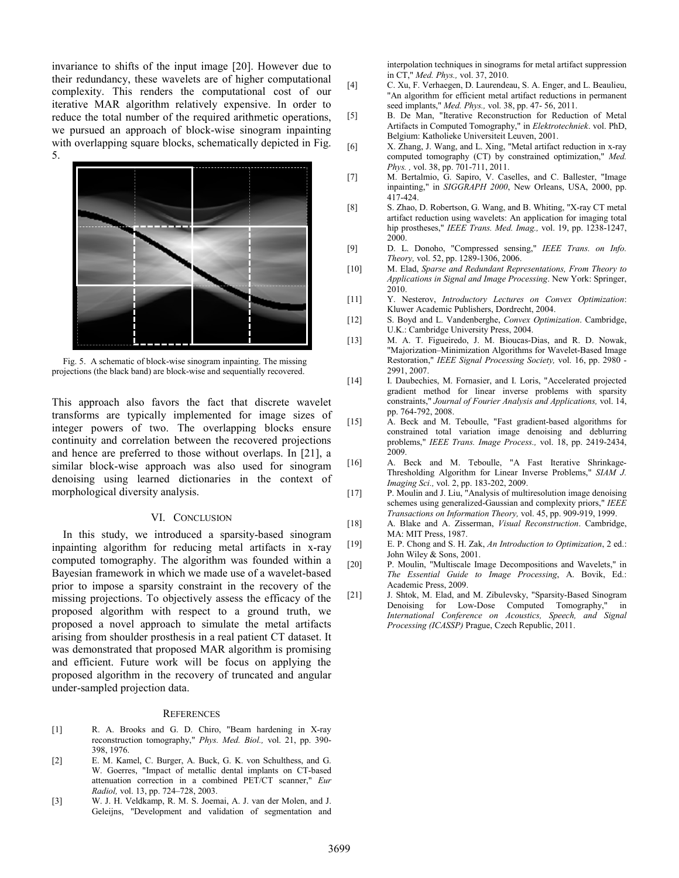invariance to shifts of the input image [20]. However due to their redundancy, these wavelets are of higher computational complexity. This renders the computational cost of our iterative MAR algorithm relatively expensive. In order to reduce the total number of the required arithmetic operations, we pursued an approach of block-wise sinogram inpainting with overlapping square blocks, schematically depicted in Fig. 5.

Fig. 5. A schematic of block-wise sinogram inpainting. The missing projections (the black band) are block-wise and sequentially recovered.

This approach also favors the fact that discrete wavelet transforms are typically implemented for image sizes of integer powers of two. The overlapping blocks ensure continuity and correlation between the recovered projections and hence are preferred to those without overlaps. In [21], a similar block-wise approach was also used for sinogram denoising using learned dictionaries in the context of morphological diversity analysis.

## VI. Conclusion

In this study, we introduced a sparsity-based sinogram inpainting algorithm for reducing metal artifacts in x-ray computed tomography. The algorithm was founded within a Bayesian framework in which we made use of a wavelet-based prior to impose a sparsity constraint in the recovery of the missing projections. To objectively assess the efficacy of the proposed algorithm with respect to a ground truth, we proposed a novel approach to simulate the metal artifacts arising from shoulder prosthesis in a real patient CT dataset. It was demonstrated that proposed MAR algorithm is promising and efficient. Future work will be focus on applying the proposed algorithm in the recovery of truncated and angular under-sampled projection data.

## References

[1] R. A. Brooks and G. D. Chiro, "Beam hardening in X-ray reconstruction tomography," *Phys. Med. Biol.,* vol. 21, pp. 390-398, 1976.

[2] E. M. Kamel, C. Burger, A. Buck, G. K. von Schulthess, and G. W. Goerres, "Impact of metallic dental implants on CT-based attenuation correction in a combined PET/CT scanner," *Eur Radiol,* vol. 13, pp. 724–728, 2003.

[3] W. J. H. Veldkamp, R. M. S. Joemai, A. J. van der Molen, and J. Geleijns, "Development and validation of segmentation and interpolation techniques in sinograms for metal artifact suppression in CT," *Med. Phys.,* vol. 37, 2010.

[4] C. Xu, F. Verhaegen, D. Laurendeau, S. A. Enger, and L. Beaulieu, "An algorithm for efficient metal artifact reductions in permanent seed implants," *Med. Phys.,* vol. 38, pp. 47- 56, 2011.

[5] B. De Man, "Iterative Reconstruction for Reduction of Metal Artifacts in Computed Tomography," in *Elektrotechniek*. vol. PhD, Belgium: Katholieke Universiteit Leuven, 2001.

[6] X. Zhang, J. Wang, and L. Xing, "Metal artifact reduction in x-ray computed tomography (CT) by constrained optimization," *Med. Phys.* , vol. 38, pp. 701-711, 2011.

[7] M. Bertalmio, G. Sapiro, V. Caselles, and C. Ballester, "Image inpainting," in *SIGGRAPH 2000*, New Orleans, USA, 2000, pp. 417-424.

[8] S. Zhao, D. Robertson, G. Wang, and B. Whiting, "X-ray CT metal artifact reduction using wavelets: An application for imaging total hip prostheses," *IEEE Trans. Med. Imag.,* vol. 19, pp. 1238-1247, 2000.

[9] D. L. Donoho, "Compressed sensing," *IEEE Trans. on Info. Theory,* vol. 52, pp. 1289-1306, 2006.

[10] M. Elad, *Sparse and Redundant Representations, From Theory to Applications in Signal and Image Processing*. New York: Springer, 2010.

[11] Y. Nesterov, *Introductory Lectures on Convex Optimization*: Kluwer Academic Publishers, Dordrecht, 2004.

[12] S. Boyd and L. Vandenberghe, *Convex Optimization*. Cambridge, U.K.: Cambridge University Press, 2004.

[13] M. A. T. Figueiredo, J. M. Bioucas-Dias, and R. D. Nowak, "Majorization–Minimization Algorithms for Wavelet-Based Image Restoration," *IEEE Signal Processing Society,* vol. 16, pp. 2980 - 2991, 2007.

[14] I. Daubechies, M. Fornasier, and I. Loris, "Accelerated projected gradient method for linear inverse problems with sparsity constraints," *Journal of Fourier Analysis and Applications,* vol. 14, pp. 764-792, 2008.

[15] A. Beck and M. Teboulle, "Fast gradient-based algorithms for constrained total variation image denoising and deblurring problems," *IEEE Trans. Image Process.,* vol. 18, pp. 2419-2434, 2009.

[16] A. Beck and M. Teboulle, "A Fast Iterative Shrinkage-Thresholding Algorithm for Linear Inverse Problems," *SIAM J. Imaging Sci.,* vol. 2, pp. 183-202, 2009.

[17] P. Moulin and J. Liu, "Analysis of multiresolution image denoising schemes using generalized-Gaussian and complexity priors," *IEEE Transactions on Information Theory,* vol. 45, pp. 909-919, 1999.

[18] A. Blake and A. Zisserman, *Visual Reconstruction*. Cambridge, MA: MIT Press, 1987.

[19] E. P. Chong and S. H. Zak, *An Introduction to Optimization*, 2 ed.: John Wiley & Sons, 2001.

[20] P. Moulin, "Multiscale Image Decompositions and Wavelets," in *The Essential Guide to Image Processing*, A. Bovik, Ed.: Academic Press, 2009.

[21] J. Shtok, M. Elad, and M. Zibulevsky, "Sparsity-Based Sinogram Denoising for Low-Dose Computed Tomography," in *International Conference on Acoustics, Speech, and Signal Processing (ICASSP)* Prague, Czech Republic, 2011.